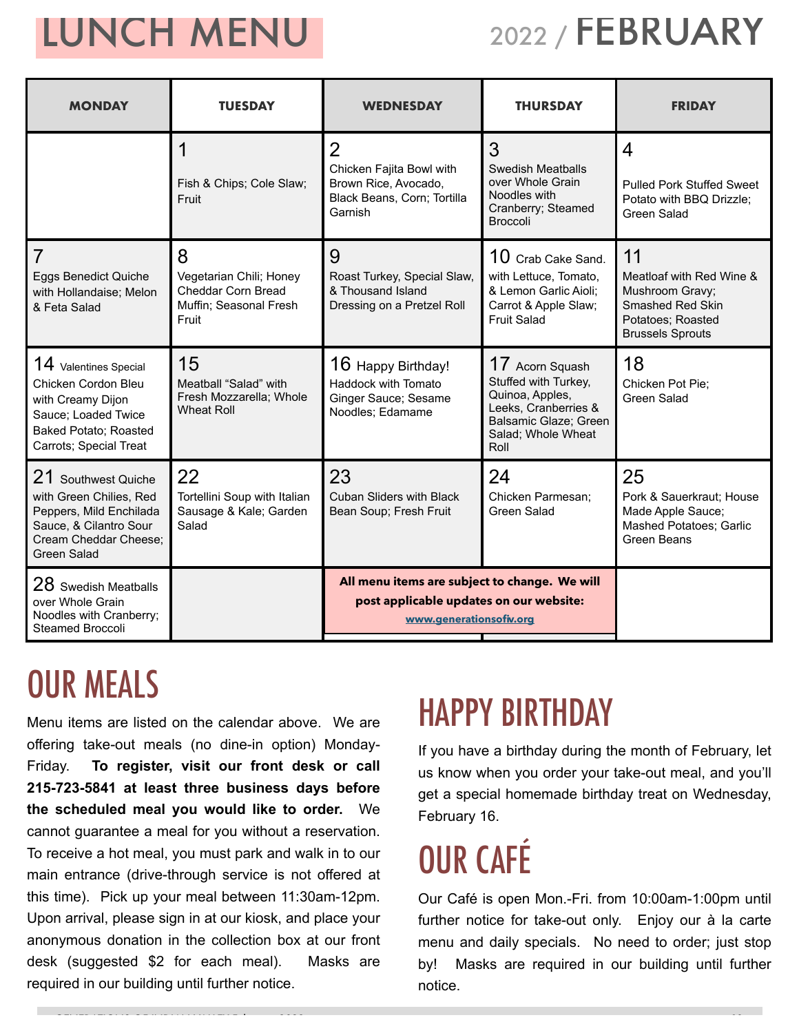# LUNCH MENU

# 2022 / FEBRUARY

| MONDAY | TUESDAY | WEDNESDAY | THURSDAY | FRIDAY |
|---|---|---|---|---|
| | 1 Fish & Chips; Cole Slaw; Fruit | 2 Chicken Fajita Bowl with Brown Rice, Avocado, Black Beans, Corn; Tortilla Garnish | 3 Swedish Meatballs over Whole Grain Noodles with Cranberry; Steamed Broccoli | 4 Pulled Pork Stuffed Sweet Potato with BBQ Drizzle; Green Salad |
| 7 Eggs Benedict Quiche with Hollandaise; Melon & Feta Salad | 8 Vegetarian Chili; Honey Cheddar Corn Bread Muffin; Seasonal Fresh Fruit | 9 Roast Turkey, Special Slaw, & Thousand Island Dressing on a Pretzel Roll | 10 Crab Cake Sand. with Lettuce, Tomato, & Lemon Garlic Aioli; Carrot & Apple Slaw; Fruit Salad | 11 Meatloaf with Red Wine & Mushroom Gravy; Smashed Red Skin Potatoes; Roasted Brussels Sprouts |
| 14 Valentines Special Chicken Cordon Bleu with Creamy Dijon Sauce; Loaded Twice Baked Potato; Roasted Carrots; Special Treat | 15 Meatball "Salad" with Fresh Mozzarella; Whole Wheat Roll | 16 Happy Birthday! Haddock with Tomato Ginger Sauce; Sesame Noodles; Edamame | 17 Acorn Squash Stuffed with Turkey, Quinoa, Apples, Leeks, Cranberries & Balsamic Glaze; Green Salad; Whole Wheat Roll | 18 Chicken Pot Pie; Green Salad |
| 21 Southwest Quiche with Green Chilies, Red Peppers, Mild Enchilada Sauce, & Cilantro Sour Cream Cheddar Cheese; Green Salad | 22 Tortellini Soup with Italian Sausage & Kale; Garden Salad | 23 Cuban Sliders with Black Bean Soup; Fresh Fruit | 24 Chicken Parmesan; Green Salad | 25 Pork & Sauerkraut; House Made Apple Sauce; Mashed Potatoes; Garlic Green Beans |
| 28 Swedish Meatballs over Whole Grain Noodles with Cranberry; Steamed Broccoli | | **All menu items are subject to change. We will post applicable updates on our website: www.generationsofiv.org** | | |

# OUR MEALS

Menu items are listed on the calendar above. We are offering take-out meals (no dine-in option) Monday-Friday. **To register, visit our front desk or call 215-723-5841 at least three business days before the scheduled meal you would like to order.** We cannot guarantee a meal for you without a reservation. To receive a hot meal, you must park and walk in to our main entrance (drive-through service is not offered at this time). Pick up your meal between 11:30am-12pm. Upon arrival, please sign in at our kiosk, and place your anonymous donation in the collection box at our front desk (suggested $2 for each meal). Masks are required in our building until further notice.

# HAPPY BIRTHDAY

If you have a birthday during the month of February, let us know when you order your take-out meal, and you'll get a special homemade birthday treat on Wednesday, February 16.

# OUR CAFÉ

Our Café is open Mon.-Fri. from 10:00am-1:00pm until further notice for take-out only. Enjoy our à la carte menu and daily specials. No need to order; just stop by! Masks are required in our building until further notice.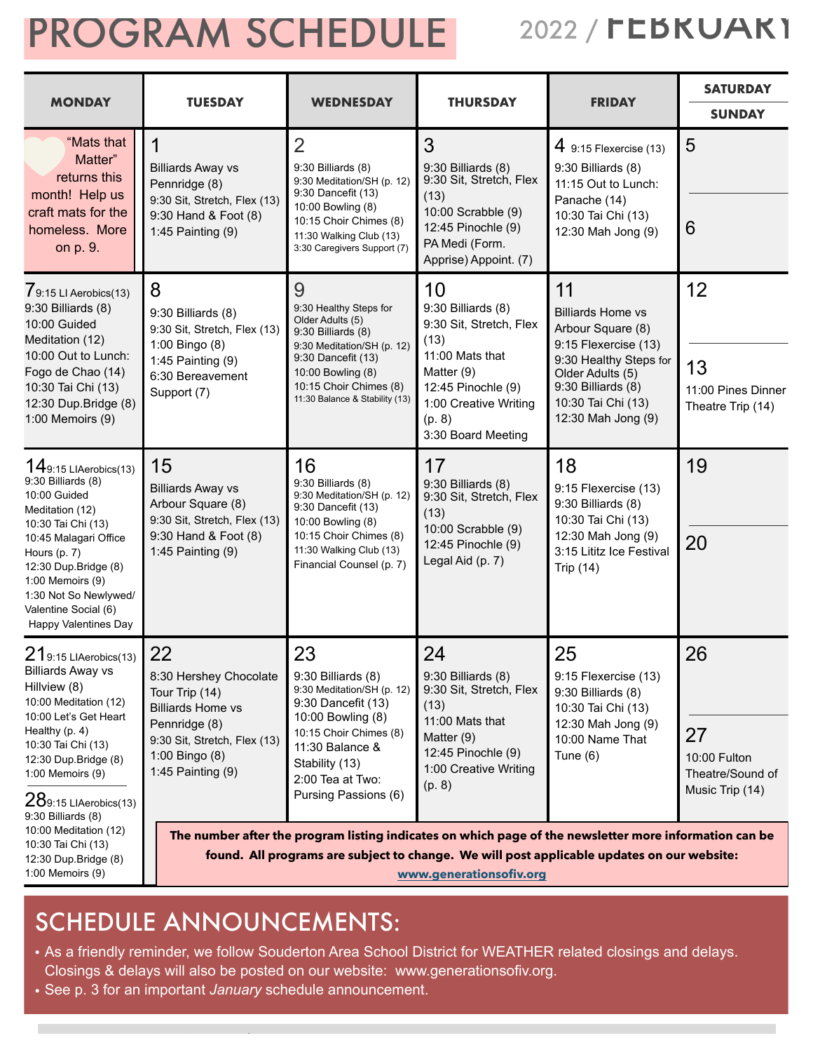# PROGRAM SCHEDULE

2022 / FEBRUARY

| MONDAY | TUESDAY | WEDNESDAY | THURSDAY | FRIDAY | SATURDAY / SUNDAY |
|---|---|---|---|---|---|
| "Mats that Matter" returns this month! Help us craft mats for the homeless. More on p. 9. | 1<br>Billiards Away vs Pennridge (8)<br>9:30 Sit, Stretch, Flex (13)<br>9:30 Hand & Foot (8)<br>1:45 Painting (9) | 2<br>9:30 Billiards (8)<br>9:30 Meditation/SH (p. 12)<br>9:30 Dancefit (13)<br>10:00 Bowling (8)<br>10:15 Choir Chimes (8)<br>11:30 Walking Club (13)<br>3:30 Caregivers Support (7) | 3<br>9:30 Billiards (8)<br>9:30 Sit, Stretch, Flex (13)<br>10:00 Scrabble (9)<br>12:45 Pinochle (9)<br>PA Medi (Form. Apprise) Appoint. (7) | 4 9:15 Flexercise (13)<br>9:30 Billiards (8)<br>11:15 Out to Lunch: Panache (14)<br>10:30 Tai Chi (13)<br>12:30 Mah Jong (9) | 5<br><br>6 |
| 7 9:15 LI Aerobics(13)<br>9:30 Billiards (8)<br>10:00 Guided Meditation (12)<br>10:00 Out to Lunch: Fogo de Chao (14)<br>10:30 Tai Chi (13)<br>12:30 Dup.Bridge (8)<br>1:00 Memoirs (9) | 8<br>9:30 Billiards (8)<br>9:30 Sit, Stretch, Flex (13)<br>1:00 Bingo (8)<br>1:45 Painting (9)<br>6:30 Bereavement Support (7) | 9<br>9:30 Healthy Steps for Older Adults (5)<br>9:30 Billiards (8)<br>9:30 Meditation/SH (p. 12)<br>9:30 Dancefit (13)<br>10:00 Bowling (8)<br>10:15 Choir Chimes (8)<br>11:30 Balance & Stability (13) | 10<br>9:30 Billiards (8)<br>9:30 Sit, Stretch, Flex (13)<br>11:00 Mats that Matter (9)<br>12:45 Pinochle (9)<br>1:00 Creative Writing (p. 8)<br>3:30 Board Meeting | 11<br>Billiards Home vs Arbour Square (8)<br>9:15 Flexercise (13)<br>9:30 Healthy Steps for Older Adults (5)<br>9:30 Billiards (8)<br>10:30 Tai Chi (13)<br>12:30 Mah Jong (9) | 12<br><br>13<br>11:00 Pines Dinner Theatre Trip (14) |
| 14 9:15 LIAerobics(13)<br>9:30 Billiards (8)<br>10:00 Guided Meditation (12)<br>10:30 Tai Chi (13)<br>10:45 Malagari Office Hours (p. 7)<br>12:30 Dup.Bridge (8)<br>1:00 Memoirs (9)<br>1:30 Not So Newlywed/ Valentine Social (6)<br>Happy Valentines Day | 15<br>Billiards Away vs Arbour Square (8)<br>9:30 Sit, Stretch, Flex (13)<br>9:30 Hand & Foot (8)<br>1:45 Painting (9) | 16<br>9:30 Billiards (8)<br>9:30 Meditation/SH (p. 12)<br>9:30 Dancefit (13)<br>10:00 Bowling (8)<br>10:15 Choir Chimes (8)<br>11:30 Walking Club (13)<br>Financial Counsel (p. 7) | 17<br>9:30 Billiards (8)<br>9:30 Sit, Stretch, Flex (13)<br>10:00 Scrabble (9)<br>12:45 Pinochle (9)<br>Legal Aid (p. 7) | 18<br>9:15 Flexercise (13)<br>9:30 Billiards (8)<br>10:30 Tai Chi (13)<br>12:30 Mah Jong (9)<br>3:15 Lititz Ice Festival Trip (14) | 19<br><br>20 |
| 21 9:15 LIAerobics(13)<br>Billiards Away vs Hillview (8)<br>10:00 Meditation (12)<br>10:00 Let's Get Heart Healthy (p. 4)<br>10:30 Tai Chi (13)<br>12:30 Dup.Bridge (8)<br>1:00 Memoirs (9)<br><br>28 9:15 LIAerobics(13)<br>9:30 Billiards (8)<br>10:00 Meditation (12)<br>10:30 Tai Chi (13)<br>12:30 Dup.Bridge (8)<br>1:00 Memoirs (9) | 22<br>8:30 Hershey Chocolate Tour Trip (14)<br>Billiards Home vs Pennridge (8)<br>9:30 Sit, Stretch, Flex (13)<br>1:00 Bingo (8)<br>1:45 Painting (9) | 23<br>9:30 Billiards (8)<br>9:30 Meditation/SH (p. 12)<br>9:30 Dancefit (13)<br>10:00 Bowling (8)<br>10:15 Choir Chimes (8)<br>11:30 Balance & Stability (13)<br>2:00 Tea at Two: Pursing Passions (6) | 24<br>9:30 Billiards (8)<br>9:30 Sit, Stretch, Flex (13)<br>11:00 Mats that Matter (9)<br>12:45 Pinochle (9)<br>1:00 Creative Writing (p. 8) | 25<br>9:15 Flexercise (13)<br>9:30 Billiards (8)<br>10:30 Tai Chi (13)<br>12:30 Mah Jong (9)<br>10:00 Name That Tune (6) | 26<br><br>27<br>10:00 Fulton Theatre/Sound of Music Trip (14) |

**The number after the program listing indicates on which page of the newsletter more information can be found. All programs are subject to change. We will post applicable updates on our website: www.generationsofiv.org**

## SCHEDULE ANNOUNCEMENTS:

- As a friendly reminder, we follow Souderton Area School District for WEATHER related closings and delays. Closings & delays will also be posted on our website: www.generationsofiv.org.
- See p. 3 for an important *January* schedule announcement.